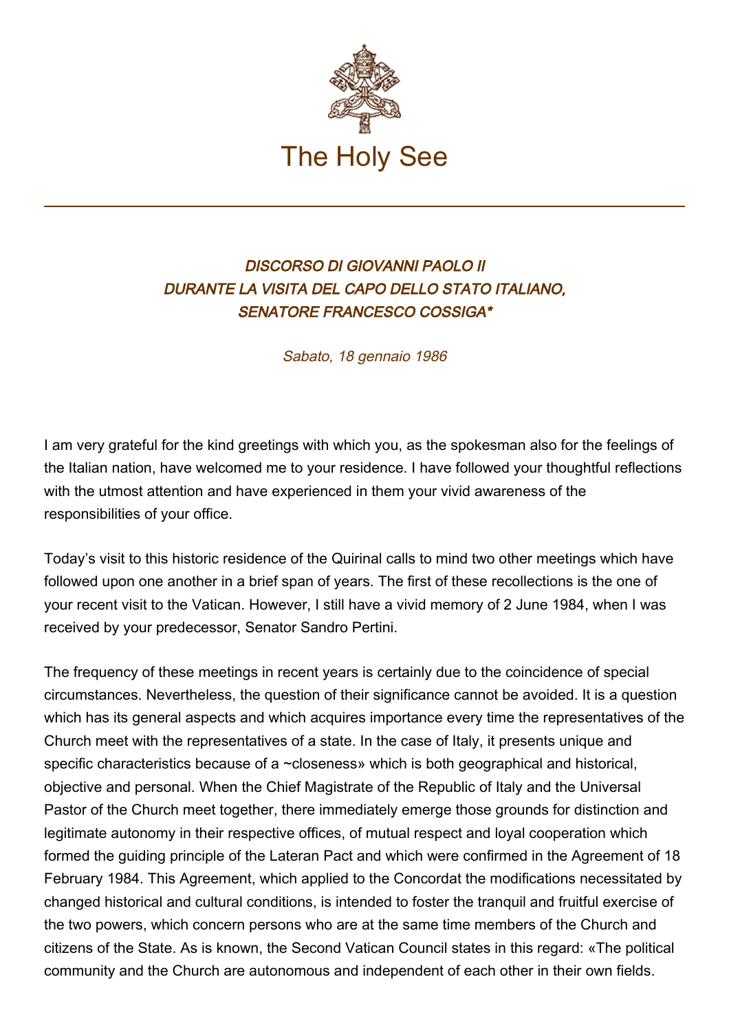# The Holy See

### *DISCORSO DI GIOVANNI PAOLO II DURANTE LA VISITA DEL CAPO DELLO STATO ITALIANO, SENATORE FRANCESCO COSSIGA**

*Sabato, 18 gennaio 1986*

I am very grateful for the kind greetings with which you, as the spokesman also for the feelings of the Italian nation, have welcomed me to your residence. I have followed your thoughtful reflections with the utmost attention and have experienced in them your vivid awareness of the responsibilities of your office.

Today's visit to this historic residence of the Quirinal calls to mind two other meetings which have followed upon one another in a brief span of years. The first of these recollections is the one of your recent visit to the Vatican. However, I still have a vivid memory of 2 June 1984, when I was received by your predecessor, Senator Sandro Pertini.

The frequency of these meetings in recent years is certainly due to the coincidence of special circumstances. Nevertheless, the question of their significance cannot be avoided. It is a question which has its general aspects and which acquires importance every time the representatives of the Church meet with the representatives of a state. In the case of Italy, it presents unique and specific characteristics because of a ~closeness» which is both geographical and historical, objective and personal. When the Chief Magistrate of the Republic of Italy and the Universal Pastor of the Church meet together, there immediately emerge those grounds for distinction and legitimate autonomy in their respective offices, of mutual respect and loyal cooperation which formed the guiding principle of the Lateran Pact and which were confirmed in the Agreement of 18 February 1984. This Agreement, which applied to the Concordat the modifications necessitated by changed historical and cultural conditions, is intended to foster the tranquil and fruitful exercise of the two powers, which concern persons who are at the same time members of the Church and citizens of the State. As is known, the Second Vatican Council states in this regard: «The political community and the Church are autonomous and independent of each other in their own fields.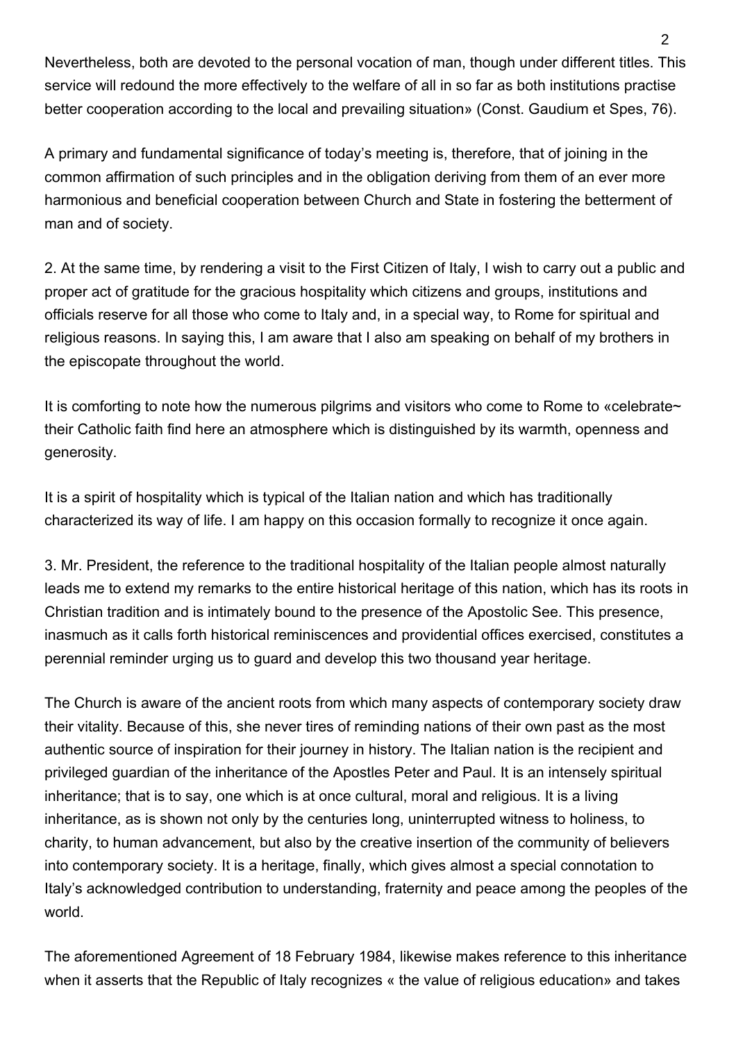Nevertheless, both are devoted to the personal vocation of man, though under different titles. This service will redound the more effectively to the welfare of all in so far as both institutions practise better cooperation according to the local and prevailing situation» (Const. Gaudium et Spes, 76).

A primary and fundamental significance of today's meeting is, therefore, that of joining in the common affirmation of such principles and in the obligation deriving from them of an ever more harmonious and beneficial cooperation between Church and State in fostering the betterment of man and of society.

2. At the same time, by rendering a visit to the First Citizen of Italy, I wish to carry out a public and proper act of gratitude for the gracious hospitality which citizens and groups, institutions and officials reserve for all those who come to Italy and, in a special way, to Rome for spiritual and religious reasons. In saying this, I am aware that I also am speaking on behalf of my brothers in the episcopate throughout the world.

It is comforting to note how the numerous pilgrims and visitors who come to Rome to «celebrate~ their Catholic faith find here an atmosphere which is distinguished by its warmth, openness and generosity.

It is a spirit of hospitality which is typical of the Italian nation and which has traditionally characterized its way of life. I am happy on this occasion formally to recognize it once again.

3. Mr. President, the reference to the traditional hospitality of the Italian people almost naturally leads me to extend my remarks to the entire historical heritage of this nation, which has its roots in Christian tradition and is intimately bound to the presence of the Apostolic See. This presence, inasmuch as it calls forth historical reminiscences and providential offices exercised, constitutes a perennial reminder urging us to guard and develop this two thousand year heritage.

The Church is aware of the ancient roots from which many aspects of contemporary society draw their vitality. Because of this, she never tires of reminding nations of their own past as the most authentic source of inspiration for their journey in history. The Italian nation is the recipient and privileged guardian of the inheritance of the Apostles Peter and Paul. It is an intensely spiritual inheritance; that is to say, one which is at once cultural, moral and religious. It is a living inheritance, as is shown not only by the centuries long, uninterrupted witness to holiness, to charity, to human advancement, but also by the creative insertion of the community of believers into contemporary society. It is a heritage, finally, which gives almost a special connotation to Italy's acknowledged contribution to understanding, fraternity and peace among the peoples of the world.

The aforementioned Agreement of 18 February 1984, likewise makes reference to this inheritance when it asserts that the Republic of Italy recognizes « the value of religious education» and takes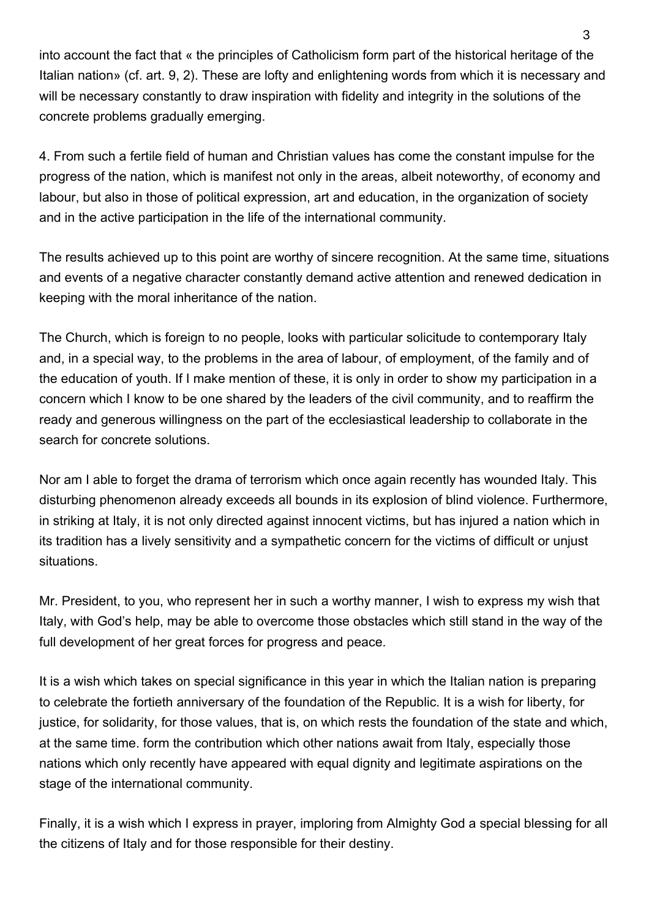into account the fact that « the principles of Catholicism form part of the historical heritage of the Italian nation» (cf. art. 9, 2). These are lofty and enlightening words from which it is necessary and will be necessary constantly to draw inspiration with fidelity and integrity in the solutions of the concrete problems gradually emerging.

4. From such a fertile field of human and Christian values has come the constant impulse for the progress of the nation, which is manifest not only in the areas, albeit noteworthy, of economy and labour, but also in those of political expression, art and education, in the organization of society and in the active participation in the life of the international community.

The results achieved up to this point are worthy of sincere recognition. At the same time, situations and events of a negative character constantly demand active attention and renewed dedication in keeping with the moral inheritance of the nation.

The Church, which is foreign to no people, looks with particular solicitude to contemporary Italy and, in a special way, to the problems in the area of labour, of employment, of the family and of the education of youth. If I make mention of these, it is only in order to show my participation in a concern which I know to be one shared by the leaders of the civil community, and to reaffirm the ready and generous willingness on the part of the ecclesiastical leadership to collaborate in the search for concrete solutions.

Nor am I able to forget the drama of terrorism which once again recently has wounded Italy. This disturbing phenomenon already exceeds all bounds in its explosion of blind violence. Furthermore, in striking at Italy, it is not only directed against innocent victims, but has injured a nation which in its tradition has a lively sensitivity and a sympathetic concern for the victims of difficult or unjust situations.

Mr. President, to you, who represent her in such a worthy manner, I wish to express my wish that Italy, with God's help, may be able to overcome those obstacles which still stand in the way of the full development of her great forces for progress and peace.

It is a wish which takes on special significance in this year in which the Italian nation is preparing to celebrate the fortieth anniversary of the foundation of the Republic. It is a wish for liberty, for justice, for solidarity, for those values, that is, on which rests the foundation of the state and which, at the same time. form the contribution which other nations await from Italy, especially those nations which only recently have appeared with equal dignity and legitimate aspirations on the stage of the international community.

Finally, it is a wish which I express in prayer, imploring from Almighty God a special blessing for all the citizens of Italy and for those responsible for their destiny.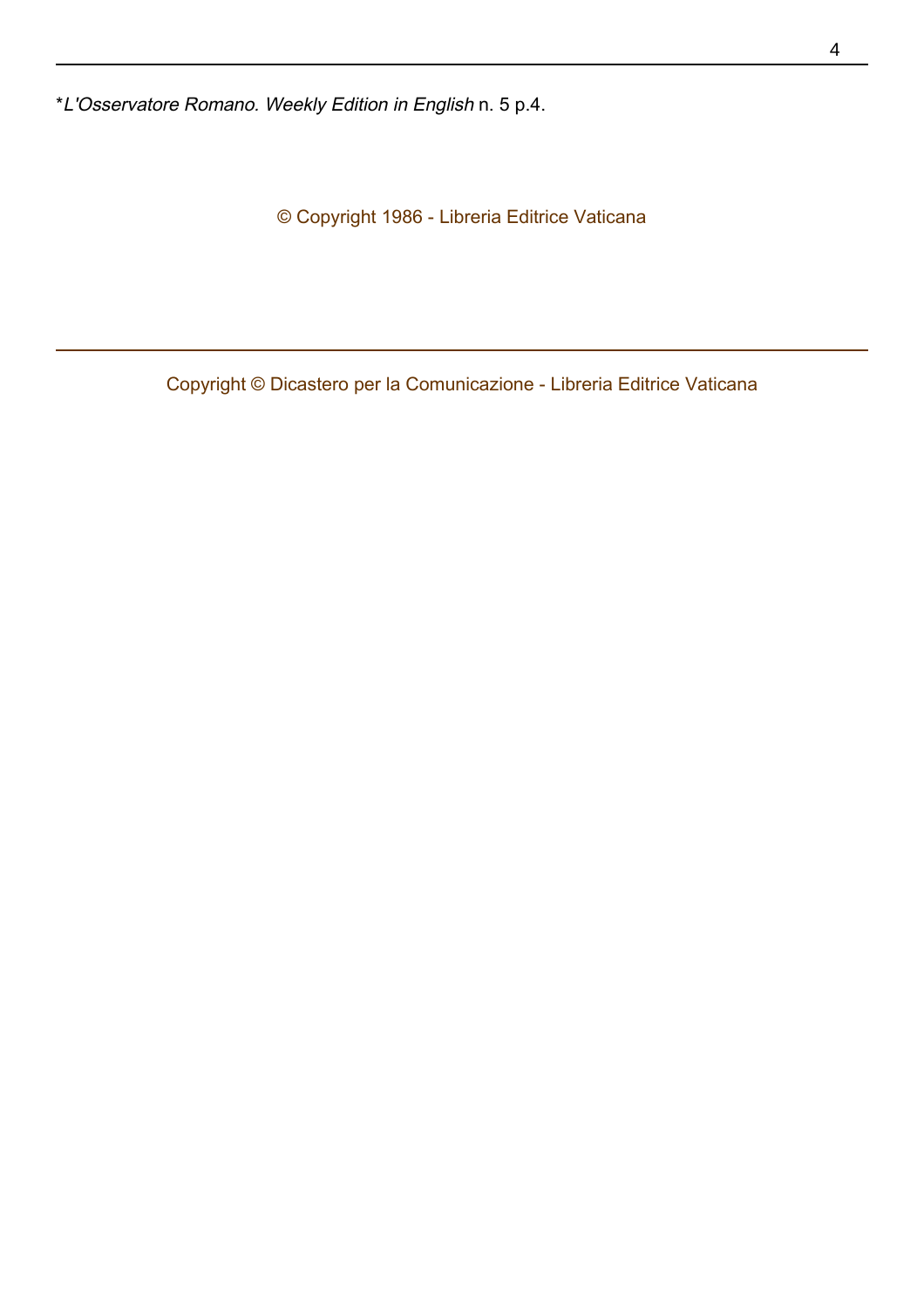**L'Osservatore Romano. Weekly Edition in English* n. 5 p.4.

© Copyright 1986 - Libreria Editrice Vaticana

---

Copyright © Dicastero per la Comunicazione - Libreria Editrice Vaticana